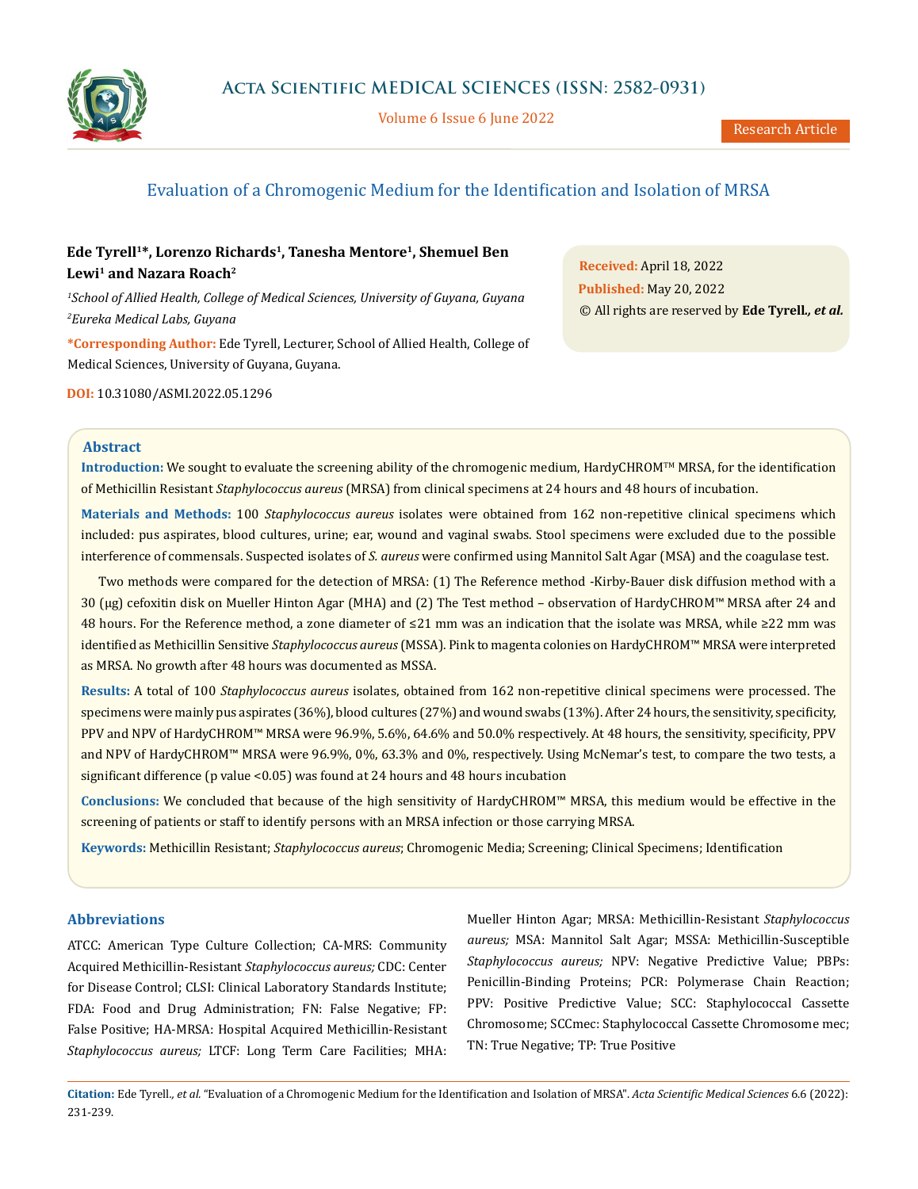# Evaluation of a Chromogenic Medium for the Identification and Isolation of MRSA

**Ede Tyrell[1]\*, Lorenzo Richards[1], Tanesha Mentore[1], Shemuel Ben Lewi[1] and Nazara Roach[2]**

*[1]School of Allied Health, College of Medical Sciences, University of Guyana, Guyana*
*[2]Eureka Medical Labs, Guyana*

**\*Corresponding Author:** Ede Tyrell, Lecturer, School of Allied Health, College of Medical Sciences, University of Guyana, Guyana.

**DOI:** 10.31080/ASMI.2022.05.1296

**Received:** April 18, 2022
**Published:** May 20, 2022
© All rights are reserved by **Ede Tyrell*, et al.***

## Abstract

**Introduction:** We sought to evaluate the screening ability of the chromogenic medium, HardyCHROM™ MRSA, for the identification of Methicillin Resistant *Staphylococcus aureus* (MRSA) from clinical specimens at 24 hours and 48 hours of incubation.

**Materials and Methods:** 100 *Staphylococcus aureus* isolates were obtained from 162 non-repetitive clinical specimens which included: pus aspirates, blood cultures, urine; ear, wound and vaginal swabs. Stool specimens were excluded due to the possible interference of commensals. Suspected isolates of *S. aureus* were confirmed using Mannitol Salt Agar (MSA) and the coagulase test.

Two methods were compared for the detection of MRSA: (1) The Reference method -Kirby-Bauer disk diffusion method with a 30 (μg) cefoxitin disk on Mueller Hinton Agar (MHA) and (2) The Test method – observation of HardyCHROM™ MRSA after 24 and 48 hours. For the Reference method, a zone diameter of ≤21 mm was an indication that the isolate was MRSA, while ≥22 mm was identified as Methicillin Sensitive *Staphylococcus aureus* (MSSA). Pink to magenta colonies on HardyCHROM™ MRSA were interpreted as MRSA. No growth after 48 hours was documented as MSSA.

**Results:** A total of 100 *Staphylococcus aureus* isolates, obtained from 162 non-repetitive clinical specimens were processed. The specimens were mainly pus aspirates (36%), blood cultures (27%) and wound swabs (13%). After 24 hours, the sensitivity, specificity, PPV and NPV of HardyCHROM™ MRSA were 96.9%, 5.6%, 64.6% and 50.0% respectively. At 48 hours, the sensitivity, specificity, PPV and NPV of HardyCHROM™ MRSA were 96.9%, 0%, 63.3% and 0%, respectively. Using McNemar's test, to compare the two tests, a significant difference (p value <0.05) was found at 24 hours and 48 hours incubation

**Conclusions:** We concluded that because of the high sensitivity of HardyCHROM™ MRSA, this medium would be effective in the screening of patients or staff to identify persons with an MRSA infection or those carrying MRSA.

**Keywords:** Methicillin Resistant; *Staphylococcus aureus*; Chromogenic Media; Screening; Clinical Specimens; Identification

## Abbreviations

ATCC: American Type Culture Collection; CA-MRS: Community Acquired Methicillin-Resistant *Staphylococcus aureus;* CDC: Center for Disease Control; CLSI: Clinical Laboratory Standards Institute; FDA: Food and Drug Administration; FN: False Negative; FP: False Positive; HA-MRSA: Hospital Acquired Methicillin-Resistant *Staphylococcus aureus;* LTCF: Long Term Care Facilities; MHA: Mueller Hinton Agar; MRSA: Methicillin-Resistant *Staphylococcus aureus;* MSA: Mannitol Salt Agar; MSSA: Methicillin-Susceptible *Staphylococcus aureus;* NPV: Negative Predictive Value; PBPs: Penicillin-Binding Proteins; PCR: Polymerase Chain Reaction; PPV: Positive Predictive Value; SCC: Staphylococcal Cassette Chromosome; SCCmec: Staphylococcal Cassette Chromosome mec; TN: True Negative; TP: True Positive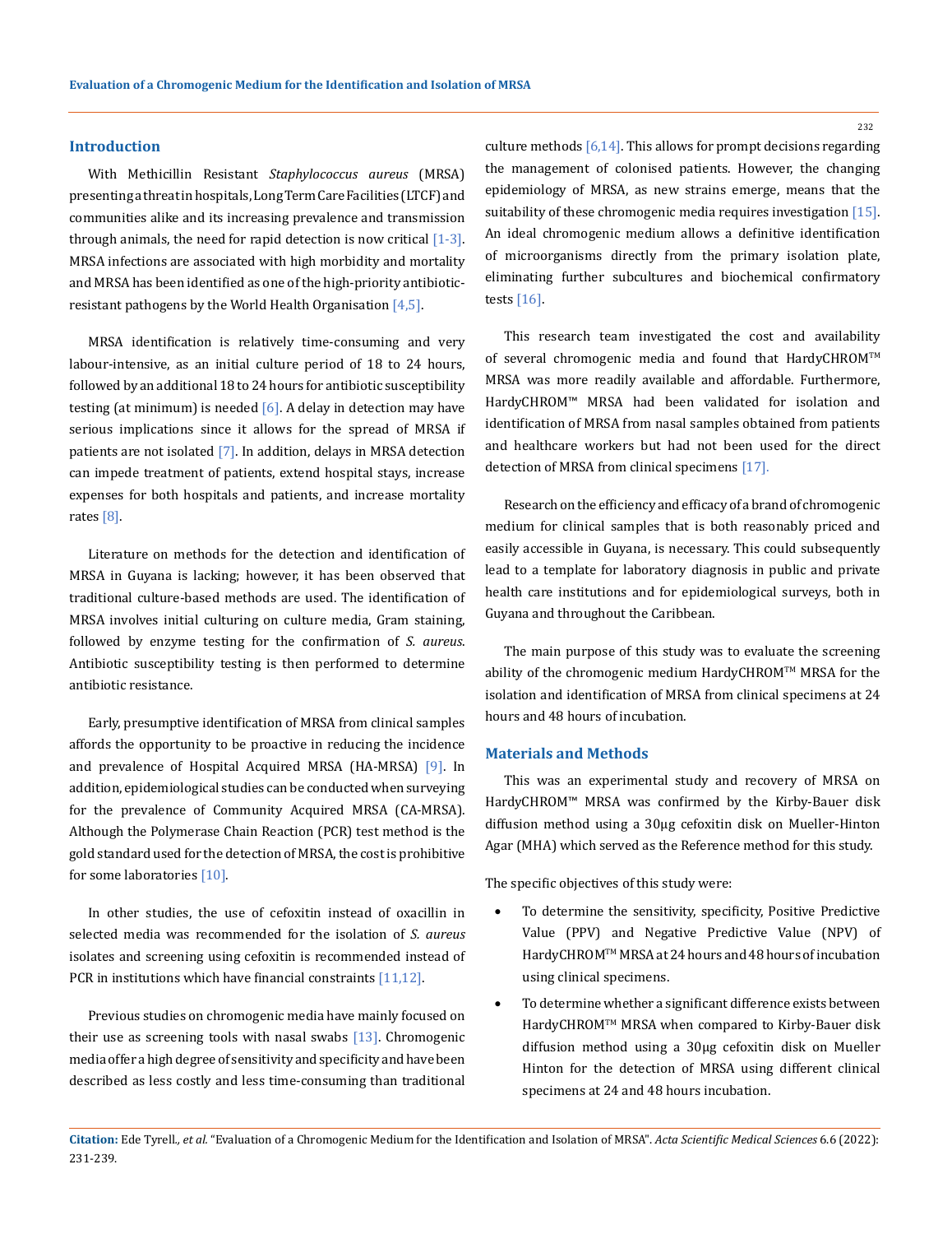## Introduction

With Methicillin Resistant *Staphylococcus aureus* (MRSA) presenting a threat in hospitals, Long Term Care Facilities (LTCF) and communities alike and its increasing prevalence and transmission through animals, the need for rapid detection is now critical [1-3]. MRSA infections are associated with high morbidity and mortality and MRSA has been identified as one of the high-priority antibiotic-resistant pathogens by the World Health Organisation [4,5].

MRSA identification is relatively time-consuming and very labour-intensive, as an initial culture period of 18 to 24 hours, followed by an additional 18 to 24 hours for antibiotic susceptibility testing (at minimum) is needed [6]. A delay in detection may have serious implications since it allows for the spread of MRSA if patients are not isolated [7]. In addition, delays in MRSA detection can impede treatment of patients, extend hospital stays, increase expenses for both hospitals and patients, and increase mortality rates [8].

Literature on methods for the detection and identification of MRSA in Guyana is lacking; however, it has been observed that traditional culture-based methods are used. The identification of MRSA involves initial culturing on culture media, Gram staining, followed by enzyme testing for the confirmation of *S. aureus*. Antibiotic susceptibility testing is then performed to determine antibiotic resistance.

Early, presumptive identification of MRSA from clinical samples affords the opportunity to be proactive in reducing the incidence and prevalence of Hospital Acquired MRSA (HA-MRSA) [9]. In addition, epidemiological studies can be conducted when surveying for the prevalence of Community Acquired MRSA (CA-MRSA). Although the Polymerase Chain Reaction (PCR) test method is the gold standard used for the detection of MRSA, the cost is prohibitive for some laboratories [10].

In other studies, the use of cefoxitin instead of oxacillin in selected media was recommended for the isolation of *S. aureus* isolates and screening using cefoxitin is recommended instead of PCR in institutions which have financial constraints [11,12].

Previous studies on chromogenic media have mainly focused on their use as screening tools with nasal swabs [13]. Chromogenic media offer a high degree of sensitivity and specificity and have been described as less costly and less time-consuming than traditional culture methods [6,14]. This allows for prompt decisions regarding the management of colonised patients. However, the changing epidemiology of MRSA, as new strains emerge, means that the suitability of these chromogenic media requires investigation [15]. An ideal chromogenic medium allows a definitive identification of microorganisms directly from the primary isolation plate, eliminating further subcultures and biochemical confirmatory tests [16].

This research team investigated the cost and availability of several chromogenic media and found that HardyCHROM™ MRSA was more readily available and affordable. Furthermore, HardyCHROM™ MRSA had been validated for isolation and identification of MRSA from nasal samples obtained from patients and healthcare workers but had not been used for the direct detection of MRSA from clinical specimens [17].

Research on the efficiency and efficacy of a brand of chromogenic medium for clinical samples that is both reasonably priced and easily accessible in Guyana, is necessary. This could subsequently lead to a template for laboratory diagnosis in public and private health care institutions and for epidemiological surveys, both in Guyana and throughout the Caribbean.

The main purpose of this study was to evaluate the screening ability of the chromogenic medium HardyCHROM™ MRSA for the isolation and identification of MRSA from clinical specimens at 24 hours and 48 hours of incubation.

## Materials and Methods

This was an experimental study and recovery of MRSA on HardyCHROM™ MRSA was confirmed by the Kirby-Bauer disk diffusion method using a 30µg cefoxitin disk on Mueller-Hinton Agar (MHA) which served as the Reference method for this study.

The specific objectives of this study were:

- To determine the sensitivity, specificity, Positive Predictive Value (PPV) and Negative Predictive Value (NPV) of HardyCHROM™ MRSA at 24 hours and 48 hours of incubation using clinical specimens.
- To determine whether a significant difference exists between HardyCHROM™ MRSA when compared to Kirby-Bauer disk diffusion method using a 30µg cefoxitin disk on Mueller Hinton for the detection of MRSA using different clinical specimens at 24 and 48 hours incubation.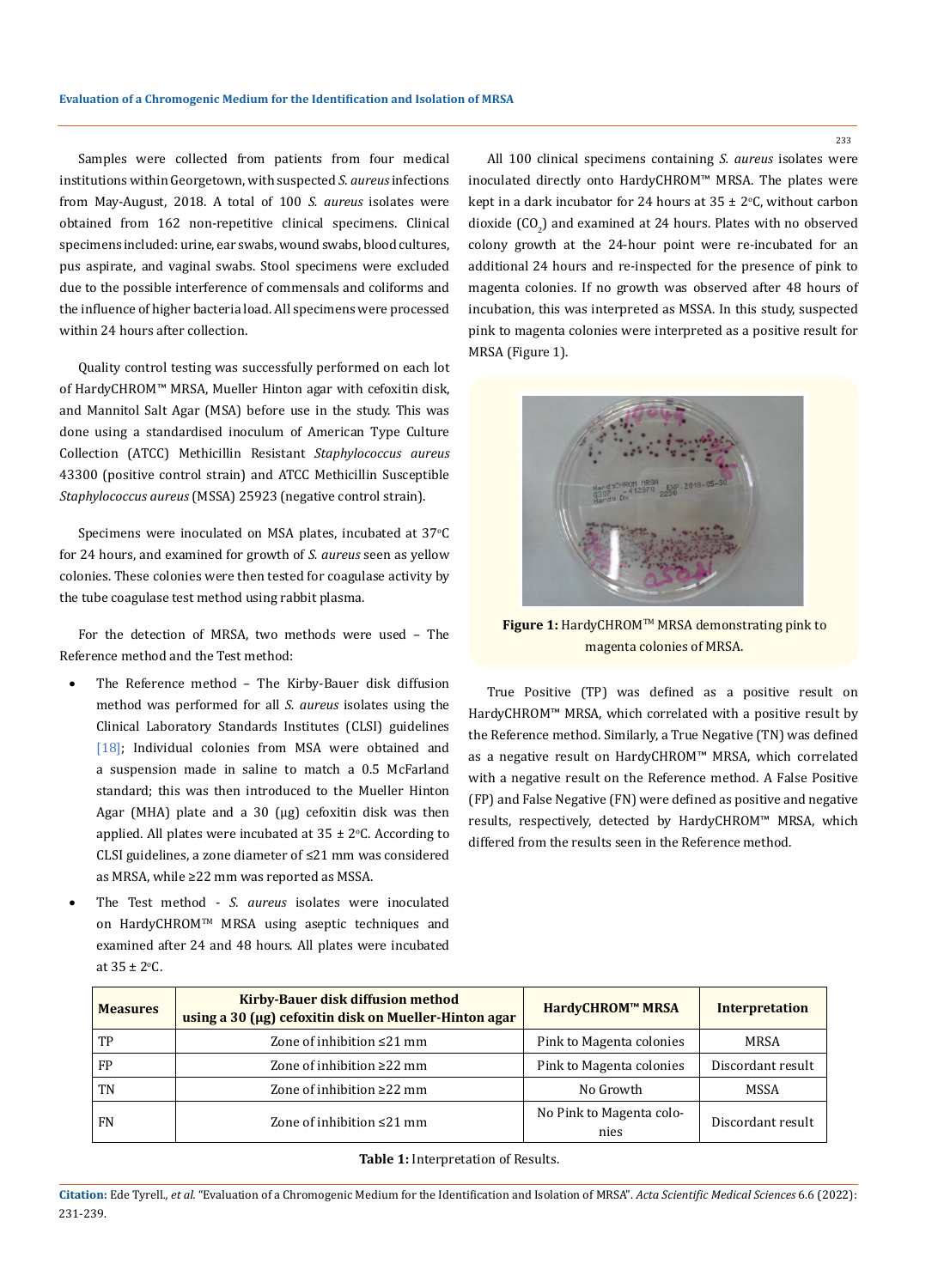Samples were collected from patients from four medical institutions within Georgetown, with suspected *S. aureus* infections from May-August, 2018. A total of 100 *S. aureus* isolates were obtained from 162 non-repetitive clinical specimens. Clinical specimens included: urine, ear swabs, wound swabs, blood cultures, pus aspirate, and vaginal swabs. Stool specimens were excluded due to the possible interference of commensals and coliforms and the influence of higher bacteria load. All specimens were processed within 24 hours after collection.

Quality control testing was successfully performed on each lot of HardyCHROM™ MRSA, Mueller Hinton agar with cefoxitin disk, and Mannitol Salt Agar (MSA) before use in the study. This was done using a standardised inoculum of American Type Culture Collection (ATCC) Methicillin Resistant *Staphylococcus aureus* 43300 (positive control strain) and ATCC Methicillin Susceptible *Staphylococcus aureus* (MSSA) 25923 (negative control strain).

Specimens were inoculated on MSA plates, incubated at 37°C for 24 hours, and examined for growth of *S. aureus* seen as yellow colonies. These colonies were then tested for coagulase activity by the tube coagulase test method using rabbit plasma.

For the detection of MRSA, two methods were used – The Reference method and the Test method:

- The Reference method – The Kirby-Bauer disk diffusion method was performed for all *S. aureus* isolates using the Clinical Laboratory Standards Institutes (CLSI) guidelines [18]; Individual colonies from MSA were obtained and a suspension made in saline to match a 0.5 McFarland standard; this was then introduced to the Mueller Hinton Agar (MHA) plate and a 30 (µg) cefoxitin disk was then applied. All plates were incubated at 35 ± 2°C. According to CLSI guidelines, a zone diameter of ≤21 mm was considered as MRSA, while ≥22 mm was reported as MSSA.
- The Test method - *S. aureus* isolates were inoculated on HardyCHROM™ MRSA using aseptic techniques and examined after 24 and 48 hours. All plates were incubated at 35 ± 2°C.

All 100 clinical specimens containing *S. aureus* isolates were inoculated directly onto HardyCHROM™ MRSA. The plates were kept in a dark incubator for 24 hours at 35 ± 2°C, without carbon dioxide ($CO_2$) and examined at 24 hours. Plates with no observed colony growth at the 24-hour point were re-incubated for an additional 24 hours and re-inspected for the presence of pink to magenta colonies. If no growth was observed after 48 hours of incubation, this was interpreted as MSSA. In this study, suspected pink to magenta colonies were interpreted as a positive result for MRSA (Figure 1).

**Figure 1:** HardyCHROM™ MRSA demonstrating pink to magenta colonies of MRSA.

True Positive (TP) was defined as a positive result on HardyCHROM™ MRSA, which correlated with a positive result by the Reference method. Similarly, a True Negative (TN) was defined as a negative result on HardyCHROM™ MRSA, which correlated with a negative result on the Reference method. A False Positive (FP) and False Negative (FN) were defined as positive and negative results, respectively, detected by HardyCHROM™ MRSA, which differed from the results seen in the Reference method.

| Measures | Kirby-Bauer disk diffusion method using a 30 (µg) cefoxitin disk on Mueller-Hinton agar | HardyCHROM™ MRSA | Interpretation |
|---|---|---|---|
| TP | Zone of inhibition ≤21 mm | Pink to Magenta colonies | MRSA |
| FP | Zone of inhibition ≥22 mm | Pink to Magenta colonies | Discordant result |
| TN | Zone of inhibition ≥22 mm | No Growth | MSSA |
| FN | Zone of inhibition ≤21 mm | No Pink to Magenta colonies | Discordant result |

**Table 1:** Interpretation of Results.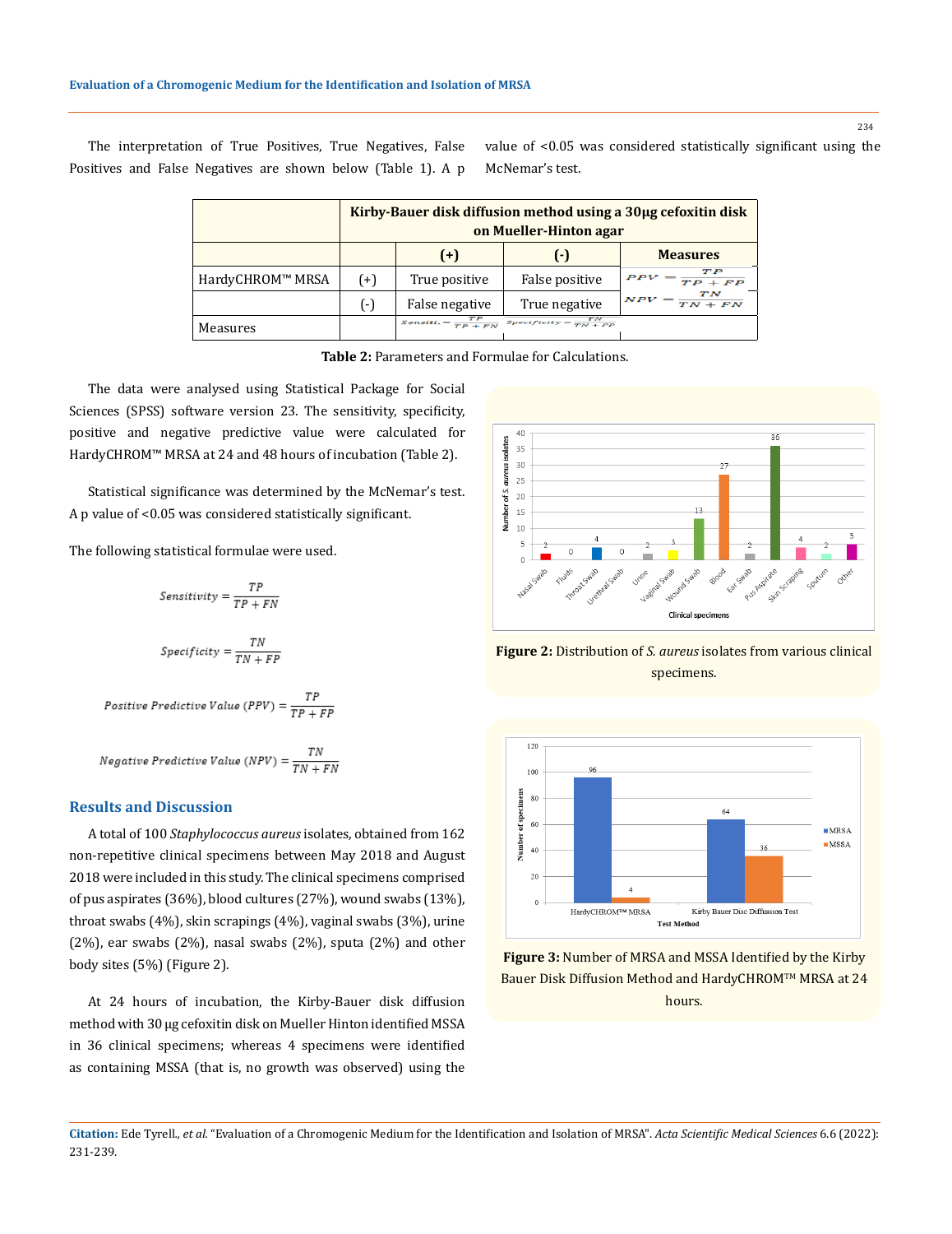The interpretation of True Positives, True Negatives, False Positives and False Negatives are shown below (Table 1). A p value of <0.05 was considered statistically significant using the McNemar's test.

| | Kirby-Bauer disk diffusion method using a 30µg cefoxitin disk on Mueller-Hinton agar | | | |
|---|---|---|---|---|
| | | (+) | (-) | Measures |
| HardyCHROM™ MRSA | (+) | True positive | False positive | $PPV = \frac{TP}{TP + FP}$ |
| | (-) | False negative | True negative | $NPV = \frac{TN}{TN + FN}$ |
| Measures | | $Sensiti. = \frac{TP}{TP + FN}$ | $Specificity = \frac{TN}{TN + FP}$ | |

**Table 2:** Parameters and Formulae for Calculations.

The data were analysed using Statistical Package for Social Sciences (SPSS) software version 23. The sensitivity, specificity, positive and negative predictive value were calculated for HardyCHROM™ MRSA at 24 and 48 hours of incubation (Table 2).

Statistical significance was determined by the McNemar's test. A p value of <0.05 was considered statistically significant.

The following statistical formulae were used.

$$Sensitivity = \frac{TP}{TP + FN}$$

$$Specificity = \frac{TN}{TN + FP}$$

$$Positive\ Predictive\ Value\ (PPV) = \frac{TP}{TP + FP}$$

$$Negative\ Predictive\ Value\ (NPV) = \frac{TN}{TN + FN}$$

## Results and Discussion

A total of 100 *Staphylococcus aureus* isolates, obtained from 162 non-repetitive clinical specimens between May 2018 and August 2018 were included in this study. The clinical specimens comprised of pus aspirates (36%), blood cultures (27%), wound swabs (13%), throat swabs (4%), skin scrapings (4%), vaginal swabs (3%), urine (2%), ear swabs (2%), nasal swabs (2%), sputa (2%) and other body sites (5%) (Figure 2).

**Figure 2:** Distribution of *S. aureus* isolates from various clinical specimens.

**Figure 3:** Number of MRSA and MSSA Identified by the Kirby Bauer Disk Diffusion Method and HardyCHROM™ MRSA at 24 hours.

At 24 hours of incubation, the Kirby-Bauer disk diffusion method with 30 µg cefoxitin disk on Mueller Hinton identified MSSA in 36 clinical specimens; whereas 4 specimens were identified as containing MSSA (that is, no growth was observed) using the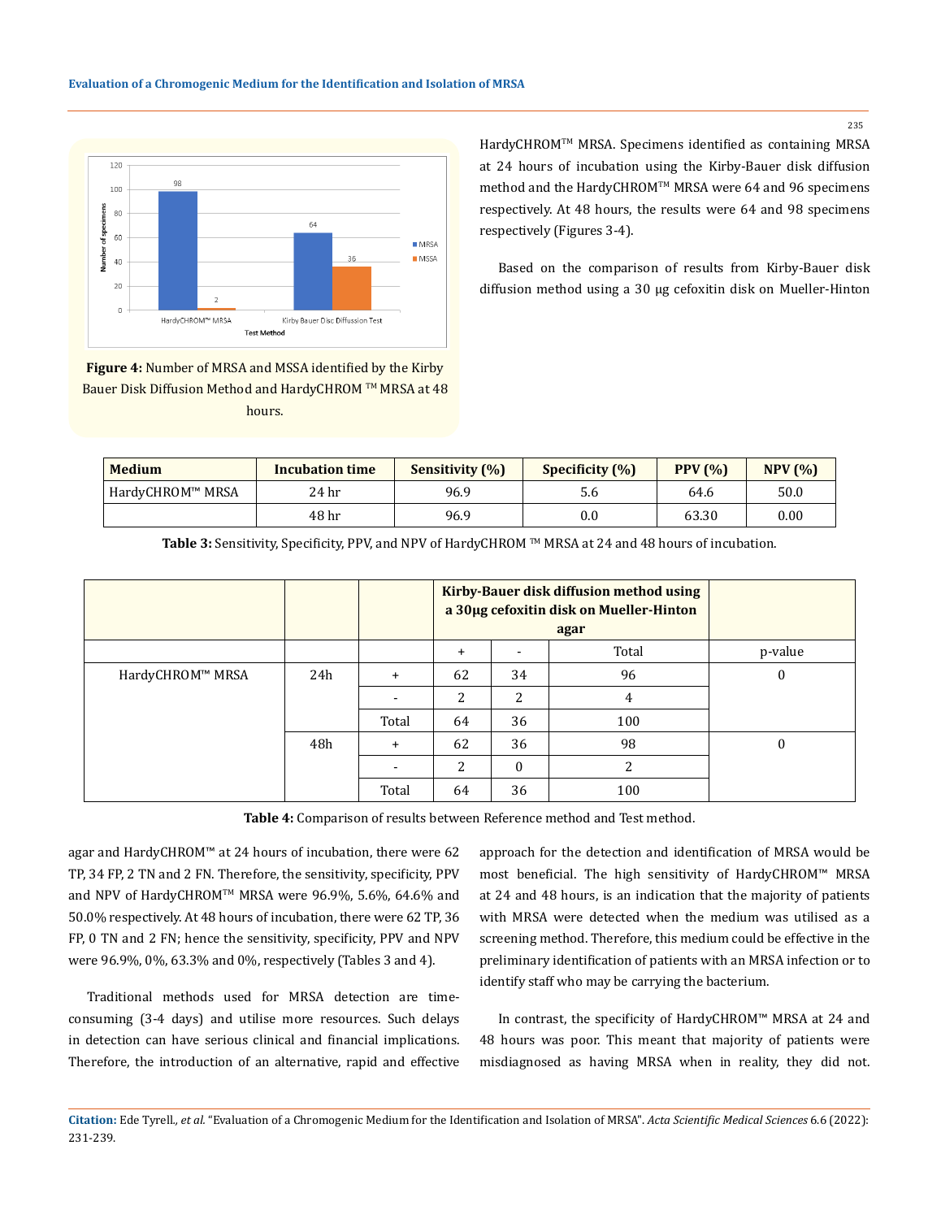Figure 4: Number of MRSA and MSSA identified by the Kirby Bauer Disk Diffusion Method and HardyCHROM ™ MRSA at 48 hours.

HardyCHROM™ MRSA. Specimens identified as containing MRSA at 24 hours of incubation using the Kirby-Bauer disk diffusion method and the HardyCHROM™ MRSA were 64 and 96 specimens respectively. At 48 hours, the results were 64 and 98 specimens respectively (Figures 3-4).

Based on the comparison of results from Kirby-Bauer disk diffusion method using a 30 μg cefoxitin disk on Mueller-Hinton agar and HardyCHROM™ at 24 hours of incubation, there were 62 TP, 34 FP, 2 TN and 2 FN. Therefore, the sensitivity, specificity, PPV and NPV of HardyCHROM™ MRSA were 96.9%, 5.6%, 64.6% and 50.0% respectively. At 48 hours of incubation, there were 62 TP, 36 FP, 0 TN and 2 FN; hence the sensitivity, specificity, PPV and NPV were 96.9%, 0%, 63.3% and 0%, respectively (Tables 3 and 4).

| Medium | Incubation time | Sensitivity (%) | Specificity (%) | PPV (%) | NPV (%) |
|---|---|---|---|---|---|
| HardyCHROM™ MRSA | 24 hr | 96.9 | 5.6 | 64.6 | 50.0 |
| | 48 hr | 96.9 | 0.0 | 63.30 | 0.00 |

**Table 3:** Sensitivity, Specificity, PPV, and NPV of HardyCHROM ™ MRSA at 24 and 48 hours of incubation.

| | | | Kirby-Bauer disk diffusion method using a 30µg cefoxitin disk on Mueller-Hinton agar | | | |
|---|---|---|---|---|---|---|
| | | | + | - | Total | p-value |
| HardyCHROM™ MRSA | 24h | + | 62 | 34 | 96 | 0 |
| | | - | 2 | 2 | 4 | |
| | | Total | 64 | 36 | 100 | |
| | 48h | + | 62 | 36 | 98 | 0 |
| | | - | 2 | 0 | 2 | |
| | | Total | 64 | 36 | 100 | |

**Table 4:** Comparison of results between Reference method and Test method.

Traditional methods used for MRSA detection are time-consuming (3-4 days) and utilise more resources. Such delays in detection can have serious clinical and financial implications. Therefore, the introduction of an alternative, rapid and effective approach for the detection and identification of MRSA would be most beneficial. The high sensitivity of HardyCHROM™ MRSA at 24 and 48 hours, is an indication that the majority of patients with MRSA were detected when the medium was utilised as a screening method. Therefore, this medium could be effective in the preliminary identification of patients with an MRSA infection or to identify staff who may be carrying the bacterium.

In contrast, the specificity of HardyCHROM™ MRSA at 24 and 48 hours was poor. This meant that majority of patients were misdiagnosed as having MRSA when in reality, they did not.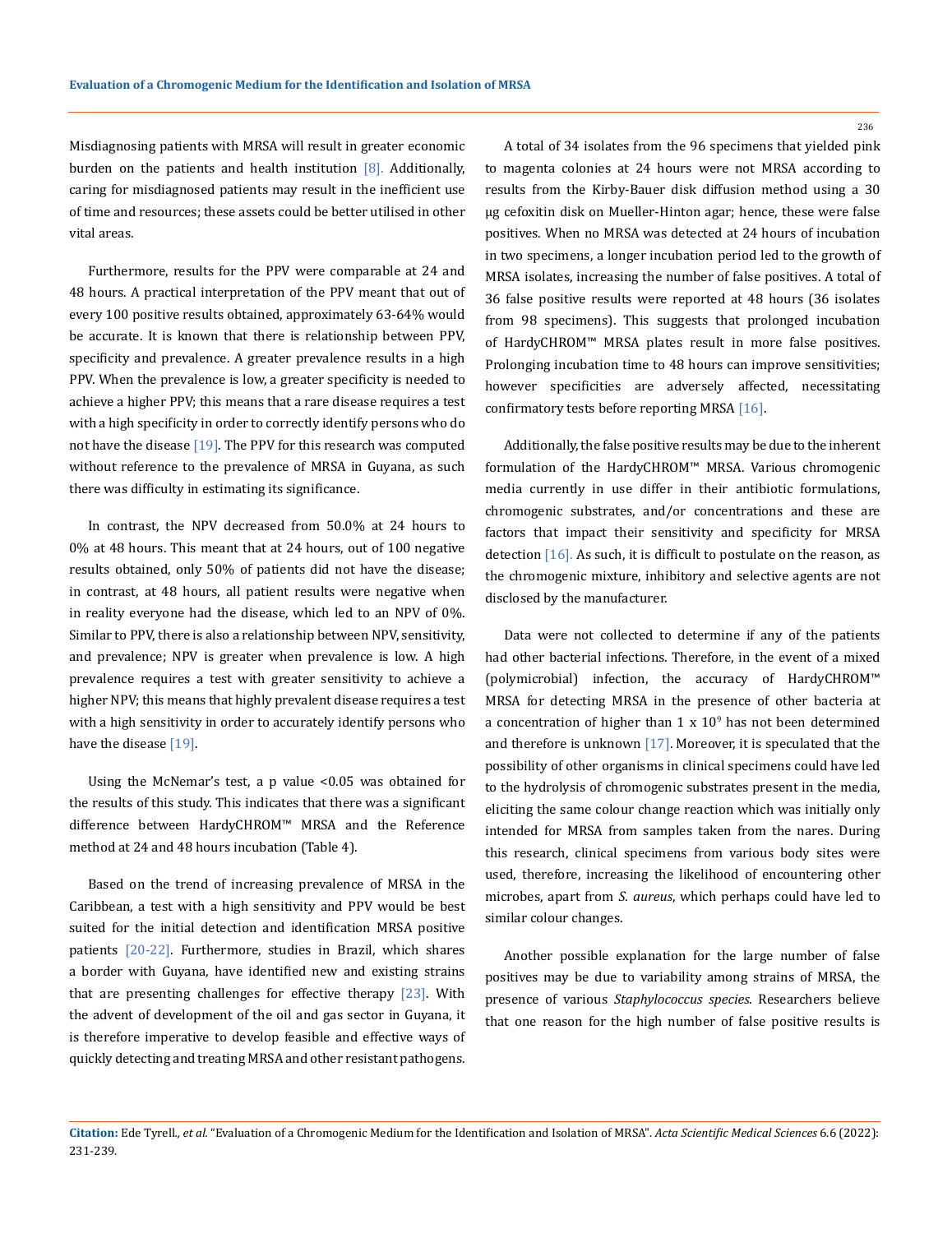Misdiagnosing patients with MRSA will result in greater economic burden on the patients and health institution [8]. Additionally, caring for misdiagnosed patients may result in the inefficient use of time and resources; these assets could be better utilised in other vital areas.

Furthermore, results for the PPV were comparable at 24 and 48 hours. A practical interpretation of the PPV meant that out of every 100 positive results obtained, approximately 63-64% would be accurate. It is known that there is relationship between PPV, specificity and prevalence. A greater prevalence results in a high PPV. When the prevalence is low, a greater specificity is needed to achieve a higher PPV; this means that a rare disease requires a test with a high specificity in order to correctly identify persons who do not have the disease [19]. The PPV for this research was computed without reference to the prevalence of MRSA in Guyana, as such there was difficulty in estimating its significance.

In contrast, the NPV decreased from 50.0% at 24 hours to 0% at 48 hours. This meant that at 24 hours, out of 100 negative results obtained, only 50% of patients did not have the disease; in contrast, at 48 hours, all patient results were negative when in reality everyone had the disease, which led to an NPV of 0%. Similar to PPV, there is also a relationship between NPV, sensitivity, and prevalence; NPV is greater when prevalence is low. A high prevalence requires a test with greater sensitivity to achieve a higher NPV; this means that highly prevalent disease requires a test with a high sensitivity in order to accurately identify persons who have the disease [19].

Using the McNemar's test, a p value $<0.05$ was obtained for the results of this study. This indicates that there was a significant difference between HardyCHROM™ MRSA and the Reference method at 24 and 48 hours incubation (Table 4).

Based on the trend of increasing prevalence of MRSA in the Caribbean, a test with a high sensitivity and PPV would be best suited for the initial detection and identification MRSA positive patients [20-22]. Furthermore, studies in Brazil, which shares a border with Guyana, have identified new and existing strains that are presenting challenges for effective therapy [23]. With the advent of development of the oil and gas sector in Guyana, it is therefore imperative to develop feasible and effective ways of quickly detecting and treating MRSA and other resistant pathogens.

A total of 34 isolates from the 96 specimens that yielded pink to magenta colonies at 24 hours were not MRSA according to results from the Kirby-Bauer disk diffusion method using a 30 µg cefoxitin disk on Mueller-Hinton agar; hence, these were false positives. When no MRSA was detected at 24 hours of incubation in two specimens, a longer incubation period led to the growth of MRSA isolates, increasing the number of false positives. A total of 36 false positive results were reported at 48 hours (36 isolates from 98 specimens). This suggests that prolonged incubation of HardyCHROM™ MRSA plates result in more false positives. Prolonging incubation time to 48 hours can improve sensitivities; however specificities are adversely affected, necessitating confirmatory tests before reporting MRSA [16].

Additionally, the false positive results may be due to the inherent formulation of the HardyCHROM™ MRSA. Various chromogenic media currently in use differ in their antibiotic formulations, chromogenic substrates, and/or concentrations and these are factors that impact their sensitivity and specificity for MRSA detection [16]. As such, it is difficult to postulate on the reason, as the chromogenic mixture, inhibitory and selective agents are not disclosed by the manufacturer.

Data were not collected to determine if any of the patients had other bacterial infections. Therefore, in the event of a mixed (polymicrobial) infection, the accuracy of HardyCHROM™ MRSA for detecting MRSA in the presence of other bacteria at a concentration of higher than $1 \times 10^9$ has not been determined and therefore is unknown [17]. Moreover, it is speculated that the possibility of other organisms in clinical specimens could have led to the hydrolysis of chromogenic substrates present in the media, eliciting the same colour change reaction which was initially only intended for MRSA from samples taken from the nares. During this research, clinical specimens from various body sites were used, therefore, increasing the likelihood of encountering other microbes, apart from *S. aureus*, which perhaps could have led to similar colour changes.

Another possible explanation for the large number of false positives may be due to variability among strains of MRSA, the presence of various *Staphylococcus species*. Researchers believe that one reason for the high number of false positive results is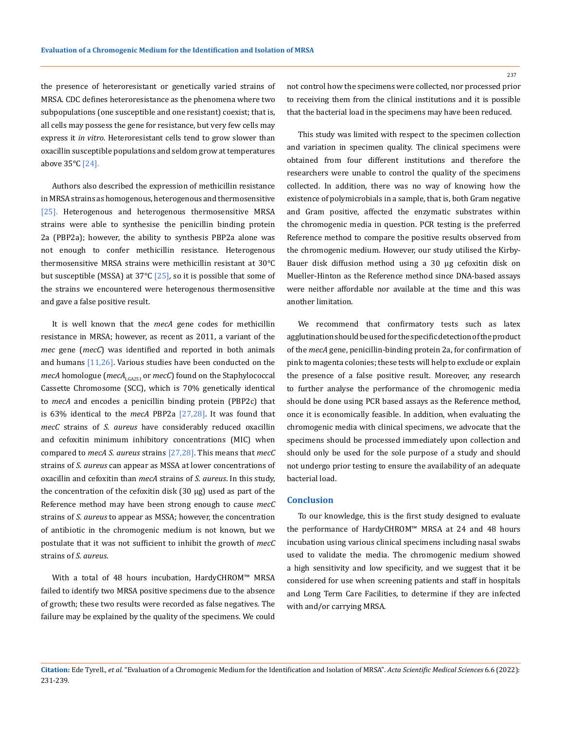the presence of heteroresistant or genetically varied strains of MRSA. CDC defines heteroresistance as the phenomena where two subpopulations (one susceptible and one resistant) coexist; that is, all cells may possess the gene for resistance, but very few cells may express it *in vitro*. Heteroresistant cells tend to grow slower than oxacillin susceptible populations and seldom grow at temperatures above 35°C [24].

Authors also described the expression of methicillin resistance in MRSA strains as homogenous, heterogenous and thermosensitive [25]. Heterogenous and heterogenous thermosensitive MRSA strains were able to synthesise the penicillin binding protein 2a (PBP2a); however, the ability to synthesis PBP2a alone was not enough to confer methicillin resistance. Heterogenous thermosensitive MRSA strains were methicillin resistant at 30°C but susceptible (MSSA) at 37°C [25], so it is possible that some of the strains we encountered were heterogenous thermosensitive and gave a false positive result.

It is well known that the *mecA* gene codes for methicillin resistance in MRSA; however, as recent as 2011, a variant of the *mec* gene (*mecC*) was identified and reported in both animals and humans [11,26]. Various studies have been conducted on the *mecA* homologue (*mecA*$_{LGA251}$ or *mecC*) found on the Staphylococcal Cassette Chromosome (SCC), which is 70% genetically identical to *mecA* and encodes a penicillin binding protein (PBP2c) that is 63% identical to the *mecA* PBP2a [27,28]. It was found that *mecC* strains of *S. aureus* have considerably reduced oxacillin and cefoxitin minimum inhibitory concentrations (MIC) when compared to *mecA S. aureus* strains [27,28]. This means that *mecC* strains of *S. aureus* can appear as MSSA at lower concentrations of oxacillin and cefoxitin than *mecA* strains of *S. aureus*. In this study, the concentration of the cefoxitin disk (30 μg) used as part of the Reference method may have been strong enough to cause *mecC* strains of *S. aureus* to appear as MSSA; however, the concentration of antibiotic in the chromogenic medium is not known, but we postulate that it was not sufficient to inhibit the growth of *mecC* strains of *S. aureus*.

With a total of 48 hours incubation, HardyCHROM™ MRSA failed to identify two MRSA positive specimens due to the absence of growth; these two results were recorded as false negatives. The failure may be explained by the quality of the specimens. We could not control how the specimens were collected, nor processed prior to receiving them from the clinical institutions and it is possible that the bacterial load in the specimens may have been reduced.

This study was limited with respect to the specimen collection and variation in specimen quality. The clinical specimens were obtained from four different institutions and therefore the researchers were unable to control the quality of the specimens collected. In addition, there was no way of knowing how the existence of polymicrobials in a sample, that is, both Gram negative and Gram positive, affected the enzymatic substrates within the chromogenic media in question. PCR testing is the preferred Reference method to compare the positive results observed from the chromogenic medium. However, our study utilised the Kirby-Bauer disk diffusion method using a 30 μg cefoxitin disk on Mueller-Hinton as the Reference method since DNA-based assays were neither affordable nor available at the time and this was another limitation.

We recommend that confirmatory tests such as latex agglutination should be used for the specific detection of the product of the *mecA* gene, penicillin-binding protein 2a, for confirmation of pink to magenta colonies; these tests will help to exclude or explain the presence of a false positive result. Moreover, any research to further analyse the performance of the chromogenic media should be done using PCR based assays as the Reference method, once it is economically feasible. In addition, when evaluating the chromogenic media with clinical specimens, we advocate that the specimens should be processed immediately upon collection and should only be used for the sole purpose of a study and should not undergo prior testing to ensure the availability of an adequate bacterial load.

## Conclusion

To our knowledge, this is the first study designed to evaluate the performance of HardyCHROM™ MRSA at 24 and 48 hours incubation using various clinical specimens including nasal swabs used to validate the media. The chromogenic medium showed a high sensitivity and low specificity, and we suggest that it be considered for use when screening patients and staff in hospitals and Long Term Care Facilities, to determine if they are infected with and/or carrying MRSA.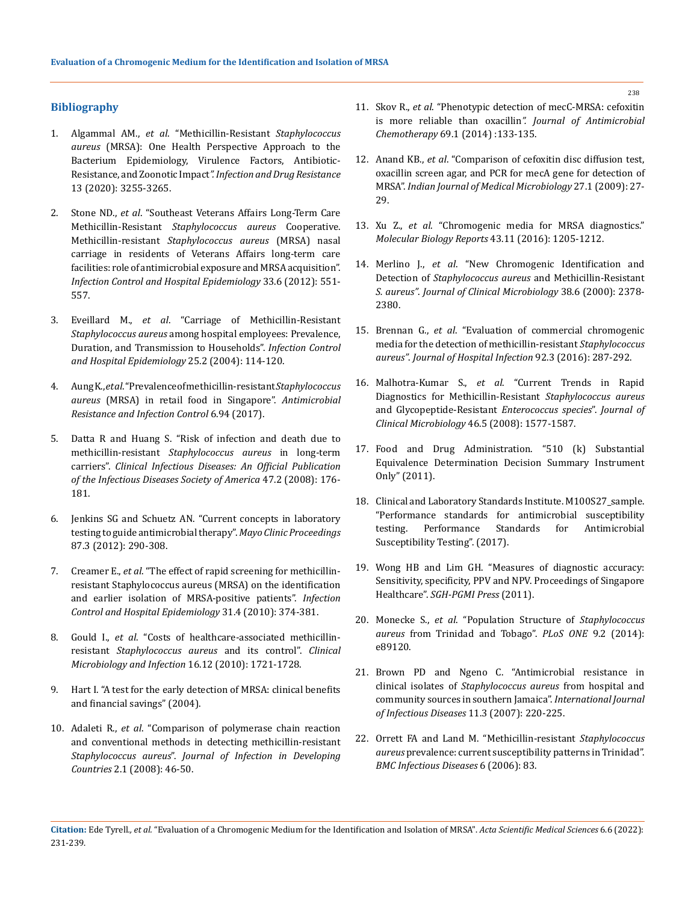## Bibliography

1. Algammal AM., *et al*. "Methicillin-Resistant *Staphylococcus aureus* (MRSA): One Health Perspective Approach to the Bacterium Epidemiology, Virulence Factors, Antibiotic-Resistance, and Zoonotic Impact". *Infection and Drug Resistance* 13 (2020): 3255-3265.

2. Stone ND., *et al*. "Southeast Veterans Affairs Long-Term Care Methicillin-Resistant *Staphylococcus aureus* Cooperative. Methicillin-resistant *Staphylococcus aureus* (MRSA) nasal carriage in residents of Veterans Affairs long-term care facilities: role of antimicrobial exposure and MRSA acquisition". *Infection Control and Hospital Epidemiology* 33.6 (2012): 551-557.

3. Eveillard M., *et al*. "Carriage of Methicillin-Resistant *Staphylococcus aureus* among hospital employees: Prevalence, Duration, and Transmission to Households". *Infection Control and Hospital Epidemiology* 25.2 (2004): 114-120.

4. Aung K., *et al*. "Prevalence of methicillin-resistant *Staphylococcus aureus* (MRSA) in retail food in Singapore". *Antimicrobial Resistance and Infection Control* 6.94 (2017).

5. Datta R and Huang S. "Risk of infection and death due to methicillin-resistant *Staphylococcus aureus* in long-term carriers". *Clinical Infectious Diseases: An Official Publication of the Infectious Diseases Society of America* 47.2 (2008): 176-181.

6. Jenkins SG and Schuetz AN. "Current concepts in laboratory testing to guide antimicrobial therapy". *Mayo Clinic Proceedings* 87.3 (2012): 290-308.

7. Creamer E., *et al*. "The effect of rapid screening for methicillin-resistant Staphylococcus aureus (MRSA) on the identification and earlier isolation of MRSA-positive patients". *Infection Control and Hospital Epidemiology* 31.4 (2010): 374-381.

8. Gould I., *et al*. "Costs of healthcare-associated methicillin-resistant *Staphylococcus aureus* and its control". *Clinical Microbiology and Infection* 16.12 (2010): 1721-1728.

9. Hart I. "A test for the early detection of MRSA: clinical benefits and financial savings" (2004).

10. Adaleti R., *et al*. "Comparison of polymerase chain reaction and conventional methods in detecting methicillin-resistant *Staphylococcus aureus*". *Journal of Infection in Developing Countries* 2.1 (2008): 46-50.

11. Skov R., *et al*. "Phenotypic detection of mecC-MRSA: cefoxitin is more reliable than oxacillin". *Journal of Antimicrobial Chemotherapy* 69.1 (2014) :133-135.

12. Anand KB., *et al*. "Comparison of cefoxitin disc diffusion test, oxacillin screen agar, and PCR for mecA gene for detection of MRSA". *Indian Journal of Medical Microbiology* 27.1 (2009): 27-29.

13. Xu Z., *et al*. "Chromogenic media for MRSA diagnostics." *Molecular Biology Reports* 43.11 (2016): 1205-1212.

14. Merlino J., *et al*. "New Chromogenic Identification and Detection of *Staphylococcus aureus* and Methicillin-Resistant *S. aureus*". *Journal of Clinical Microbiology* 38.6 (2000): 2378-2380.

15. Brennan G., *et al*. "Evaluation of commercial chromogenic media for the detection of methicillin-resistant *Staphylococcus aureus*". *Journal of Hospital Infection* 92.3 (2016): 287-292.

16. Malhotra-Kumar S., *et al*. "Current Trends in Rapid Diagnostics for Methicillin-Resistant *Staphylococcus aureus* and Glycopeptide-Resistant *Enterococcus species*". *Journal of Clinical Microbiology* 46.5 (2008): 1577-1587.

17. Food and Drug Administration. "510 (k) Substantial Equivalence Determination Decision Summary Instrument Only" (2011).

18. Clinical and Laboratory Standards Institute. M100S27_sample. "Performance standards for antimicrobial susceptibility testing. Performance Standards for Antimicrobial Susceptibility Testing". (2017).

19. Wong HB and Lim GH. "Measures of diagnostic accuracy: Sensitivity, specificity, PPV and NPV. Proceedings of Singapore Healthcare". *SGH-PGMI Press* (2011).

20. Monecke S., *et al*. "Population Structure of *Staphylococcus aureus* from Trinidad and Tobago". *PLoS ONE* 9.2 (2014): e89120.

21. Brown PD and Ngeno C. "Antimicrobial resistance in clinical isolates of *Staphylococcus aureus* from hospital and community sources in southern Jamaica". *International Journal of Infectious Diseases* 11.3 (2007): 220-225.

22. Orrett FA and Land M. "Methicillin-resistant *Staphylococcus aureus* prevalence: current susceptibility patterns in Trinidad". *BMC Infectious Diseases* 6 (2006): 83.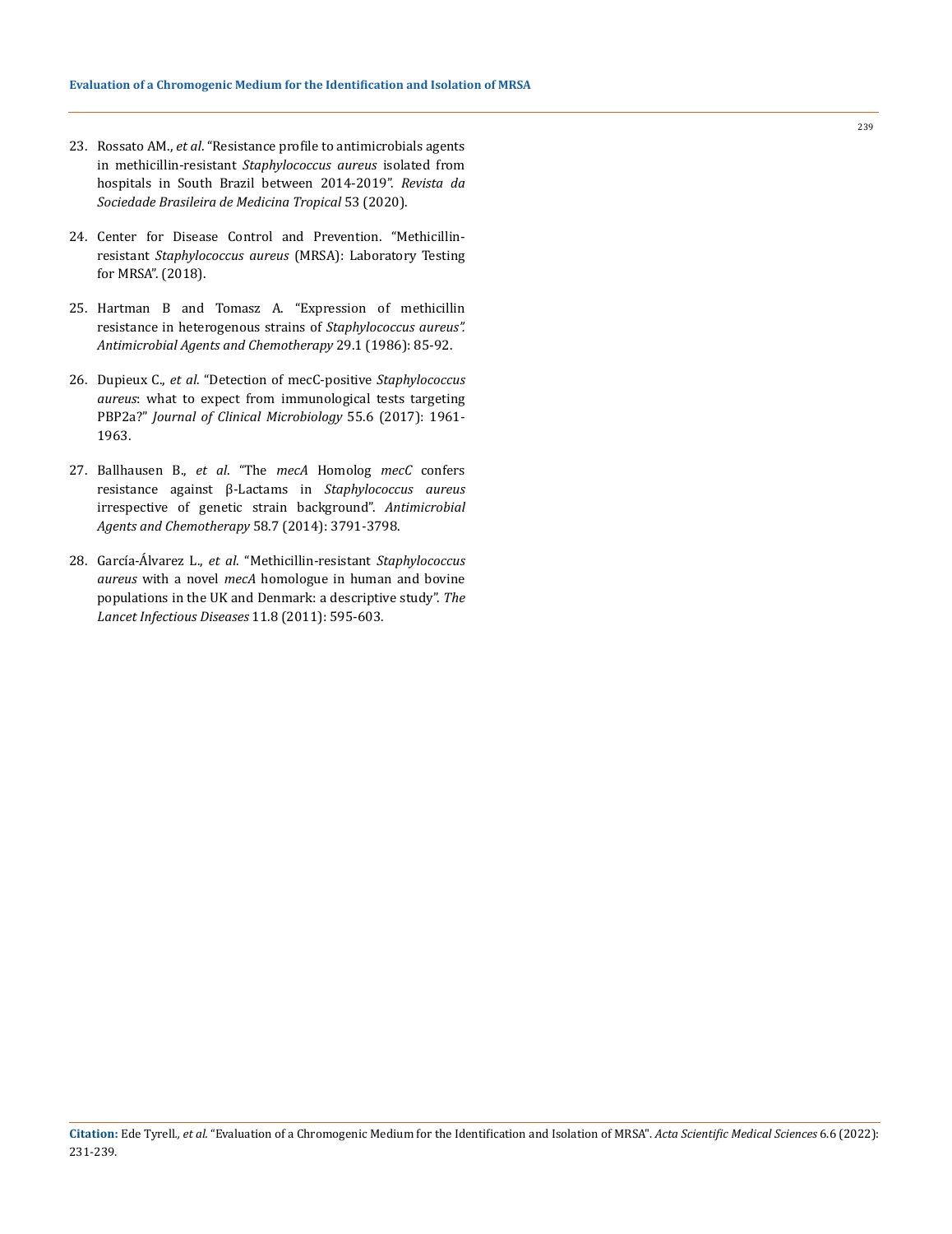23. Rossato AM., *et al*. "Resistance profile to antimicrobials agents in methicillin-resistant *Staphylococcus aureus* isolated from hospitals in South Brazil between 2014-2019". *Revista da Sociedade Brasileira de Medicina Tropical* 53 (2020).

24. Center for Disease Control and Prevention. "Methicillin-resistant *Staphylococcus aureus* (MRSA): Laboratory Testing for MRSA". (2018).

25. Hartman B and Tomasz A. "Expression of methicillin resistance in heterogenous strains of *Staphylococcus aureus"*. *Antimicrobial Agents and Chemotherapy* 29.1 (1986): 85-92.

26. Dupieux C., *et al*. "Detection of mecC-positive *Staphylococcus aureus*: what to expect from immunological tests targeting PBP2a?" *Journal of Clinical Microbiology* 55.6 (2017): 1961-1963.

27. Ballhausen B., *et al*. "The *mecA* Homolog *mecC* confers resistance against β-Lactams in *Staphylococcus aureus* irrespective of genetic strain background". *Antimicrobial Agents and Chemotherapy* 58.7 (2014): 3791-3798.

28. García-Álvarez L., *et al*. "Methicillin-resistant *Staphylococcus aureus* with a novel *mecA* homologue in human and bovine populations in the UK and Denmark: a descriptive study". *The Lancet Infectious Diseases* 11.8 (2011): 595-603.